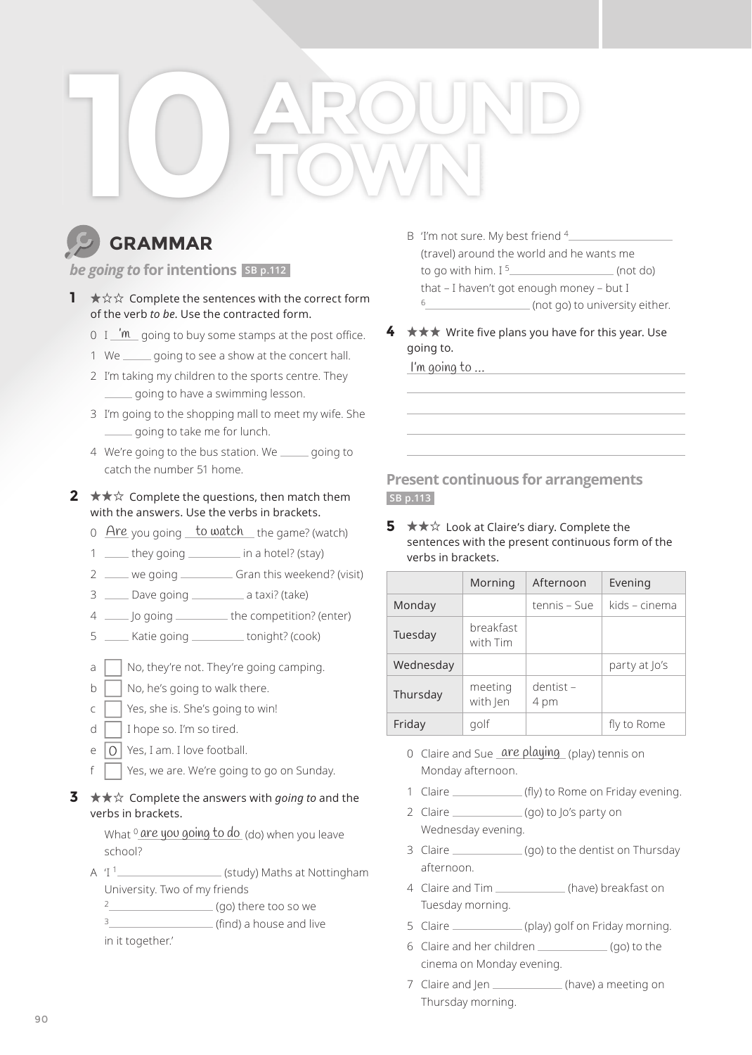# 10 AROUND TOWN

## GRAMMAR

### *be going to* for intentions SB p.112

**1** ★☆☆ Complete the sentences with the correct form of the verb *to be*. Use the contracted form.

0 I _'m_ going to buy some stamps at the post office.
1 We _____ going to see a show at the concert hall.
2 I'm taking my children to the sports centre. They _____ going to have a swimming lesson.
3 I'm going to the shopping mall to meet my wife. She _____ going to take me for lunch.
4 We're going to the bus station. We _____ going to catch the number 51 home.

**2** ★★☆ Complete the questions, then match them with the answers. Use the verbs in brackets.

0 _Are_ you going _to watch_ the game? (watch)
1 ____ they going _________ in a hotel? (stay)
2 ____ we going _________ Gran this weekend? (visit)
3 ____ Dave going _________ a taxi? (take)
4 ____ Jo going _________ the competition? (enter)
5 ____ Katie going _________ tonight? (cook)

a [ ] No, they're not. They're going camping.
b [ ] No, he's going to walk there.
c [ ] Yes, she is. She's going to win!
d [ ] I hope so. I'm so tired.
e [0] Yes, I am. I love football.
f [ ] Yes, we are. We're going to go on Sunday.

**3** ★★☆ Complete the answers with *going to* and the verbs in brackets.

What [0] _are you going to do_ (do) when you leave school?

A 'I [1] ___________________ (study) Maths at Nottingham University. Two of my friends [2] ___________________ (go) there too so we [3] ___________________ (find) a house and live in it together.'

B 'I'm not sure. My best friend [4] ___________________ (travel) around the world and he wants me to go with him. I [5] ___________________ (not do) that – I haven't got enough money – but I [6] ___________________ (not go) to university either.

**4** ★★★ Write five plans you have for this year. Use going to.

_I'm going to ..._

______________________________

______________________________

______________________________

______________________________

### Present continuous for arrangements SB p.113

**5** ★★☆ Look at Claire's diary. Complete the sentences with the present continuous form of the verbs in brackets.

| | Morning | Afternoon | Evening |
|---|---|---|---|
| Monday | | tennis – Sue | kids – cinema |
| Tuesday | breakfast with Tim | | |
| Wednesday | | | party at Jo's |
| Thursday | meeting with Jen | dentist – 4 pm | |
| Friday | golf | | fly to Rome |

0 Claire and Sue _are playing_ (play) tennis on Monday afternoon.
1 Claire _____________ (fly) to Rome on Friday evening.
2 Claire _____________ (go) to Jo's party on Wednesday evening.
3 Claire _____________ (go) to the dentist on Thursday afternoon.
4 Claire and Tim _____________ (have) breakfast on Tuesday morning.
5 Claire _____________ (play) golf on Friday morning.
6 Claire and her children _____________ (go) to the cinema on Monday evening.
7 Claire and Jen _____________ (have) a meeting on Thursday morning.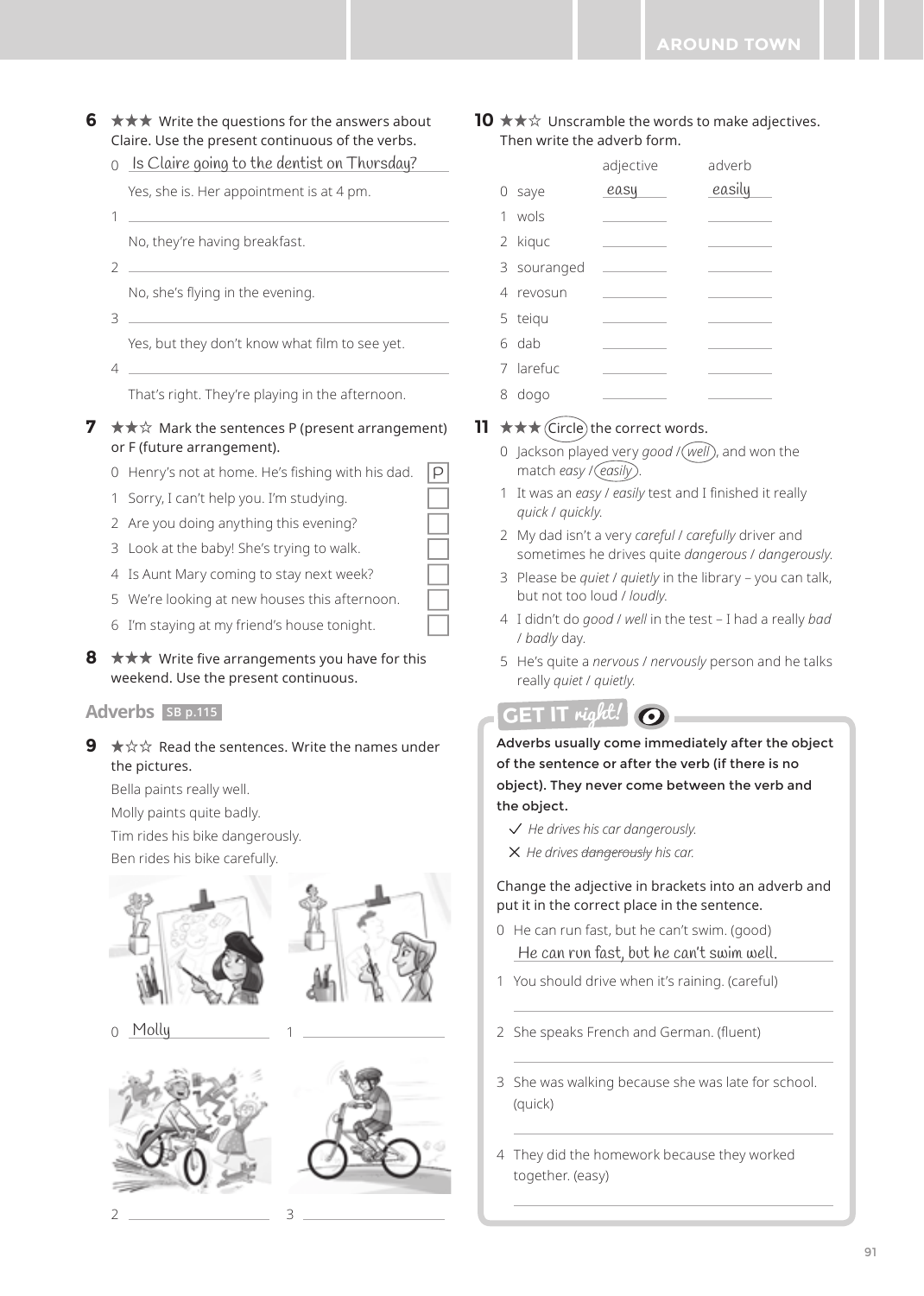**6** ★★★ Write the questions for the answers about Claire. Use the present continuous of the verbs.

0 Is Claire going to the dentist on Thursday?
Yes, she is. Her appointment is at 4 pm.

1 ______
No, they're having breakfast.

2 ______
No, she's flying in the evening.

3 ______
Yes, but they don't know what film to see yet.

4 ______
That's right. They're playing in the afternoon.

**7** ★★☆ Mark the sentences P (present arrangement) or F (future arrangement).

0 Henry's not at home. He's fishing with his dad. P
1 Sorry, I can't help you. I'm studying. ☐
2 Are you doing anything this evening? ☐
3 Look at the baby! She's trying to walk. ☐
4 Is Aunt Mary coming to stay next week? ☐
5 We're looking at new houses this afternoon. ☐
6 I'm staying at my friend's house tonight. ☐

**8** ★★★ Write five arrangements you have for this weekend. Use the present continuous.

## Adverbs SB p.115

**9** ★☆☆ Read the sentences. Write the names under the pictures.

Bella paints really well.
Molly paints quite badly.
Tim rides his bike dangerously.
Ben rides his bike carefully.

0 Molly 1 ______
2 ______ 3 ______

**10** ★★☆ Unscramble the words to make adjectives. Then write the adverb form.

| | | adjective | adverb |
|---|---|---|---|
| 0 | saye | easy | easily |
| 1 | wols | | |
| 2 | kiquc | | |
| 3 | souranged | | |
| 4 | revosun | | |
| 5 | teiqu | | |
| 6 | dab | | |
| 7 | larefuc | | |
| 8 | dogo | | |

**11** ★★★ Circle the correct words.

0 Jackson played very *good* / *(well)*, and won the match *easy* / *(easily)*.
1 It was an *easy* / *easily* test and I finished it really *quick* / *quickly*.
2 My dad isn't a very *careful* / *carefully* driver and sometimes he drives quite *dangerous* / *dangerously*.
3 Please be *quiet* / *quietly* in the library – you can talk, but not too loud / *loudly*.
4 I didn't do *good* / *well* in the test – I had a really *bad* / *badly* day.
5 He's quite a *nervous* / *nervously* person and he talks really *quiet* / *quietly*.

### GET IT *right!*

**Adverbs usually come immediately after the object of the sentence or after the verb (if there is no object). They never come between the verb and the object.**

✓ *He drives his car dangerously.*
✗ *He drives ~~dangerously~~ his car.*

Change the adjective in brackets into an adverb and put it in the correct place in the sentence.

0 He can run fast, but he can't swim. (good)
He can run fast, but he can't swim well.

1 You should drive when it's raining. (careful)
______

2 She speaks French and German. (fluent)
______

3 She was walking because she was late for school. (quick)
______

4 They did the homework because they worked together. (easy)
______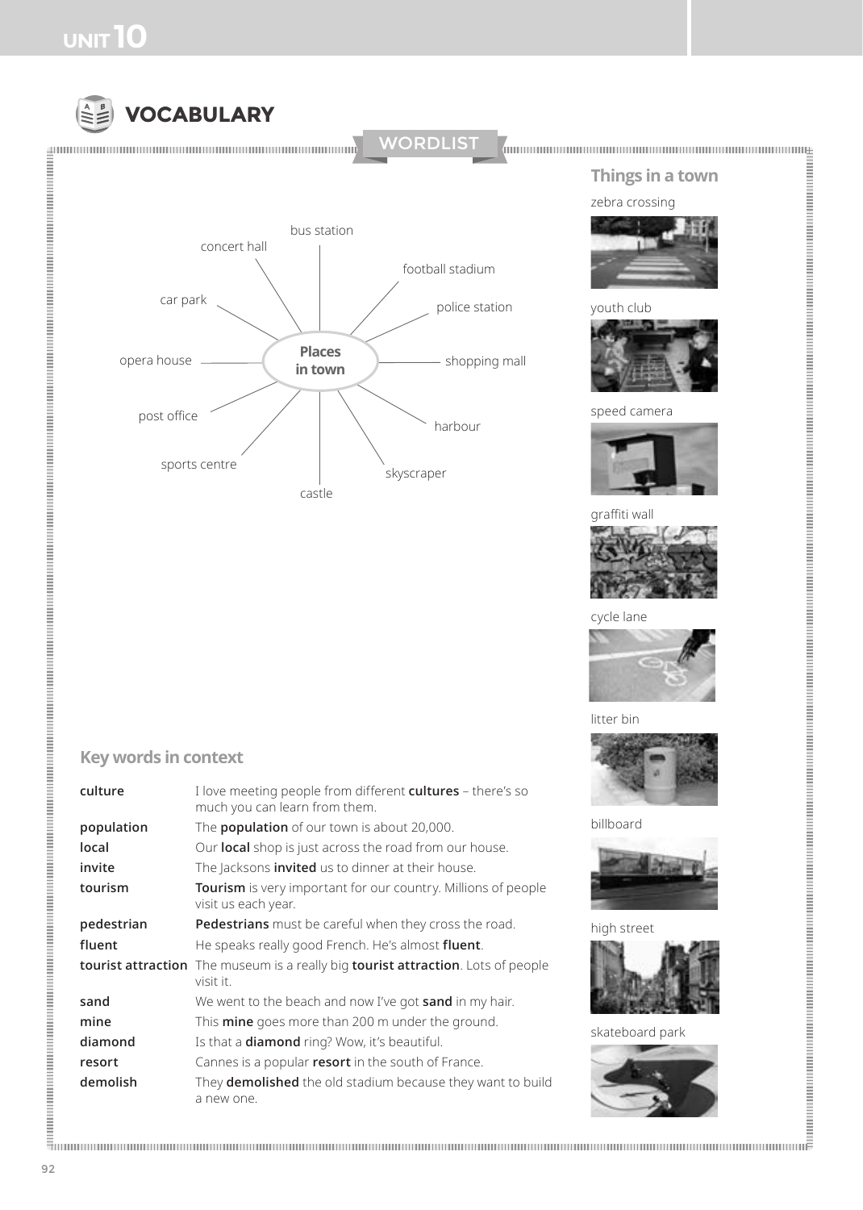# UNIT 10

## VOCABULARY

### WORDLIST

**Places in town**

- bus station
- football stadium
- police station
- shopping mall
- harbour
- skyscraper
- castle
- sports centre
- post office
- opera house
- car park
- concert hall

### Things in a town

- zebra crossing
- youth club
- speed camera
- graffiti wall
- cycle lane
- litter bin
- billboard
- high street
- skateboard park

### Key words in context

| | |
|---|---|
| **culture** | I love meeting people from different **cultures** – there's so much you can learn from them. |
| **population** | The **population** of our town is about 20,000. |
| **local** | Our **local** shop is just across the road from our house. |
| **invite** | The Jacksons **invited** us to dinner at their house. |
| **tourism** | **Tourism** is very important for our country. Millions of people visit us each year. |
| **pedestrian** | **Pedestrians** must be careful when they cross the road. |
| **fluent** | He speaks really good French. He's almost **fluent**. |
| **tourist attraction** | The museum is a really big **tourist attraction**. Lots of people visit it. |
| **sand** | We went to the beach and now I've got **sand** in my hair. |
| **mine** | This **mine** goes more than 200 m under the ground. |
| **diamond** | Is that a **diamond** ring? Wow, it's beautiful. |
| **resort** | Cannes is a popular **resort** in the south of France. |
| **demolish** | They **demolished** the old stadium because they want to build a new one. |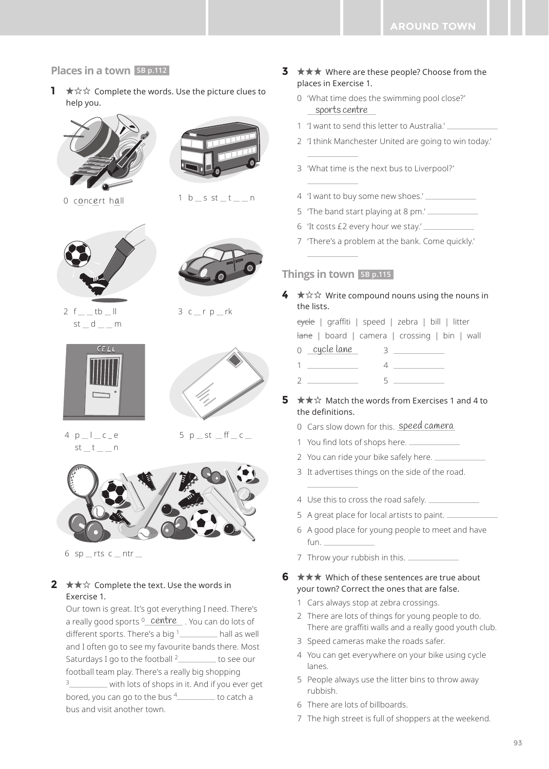## Places in a town SB p.112

**1** ★☆☆ Complete the words. Use the picture clues to help you.

0 c_o_nc_e_rt h_a_ll

1 b _ s st _ t _ _ n

2 f _ _ tb _ ll st _ d _ _ m

3 c _ r p _ rk

4 p _ l _ c _ e st _ t _ _ n

5 p _ st _ ff _ c _

6 sp _ rts c _ ntr _

**2** ★★☆ Complete the text. Use the words in Exercise 1.

Our town is great. It's got everything I need. There's a really good sports [0] ___centre___ . You can do lots of different sports. There's a big [1] ________ hall as well and I often go to see my favourite bands there. Most Saturdays I go to the football [2] ________ to see our football team play. There's a really big shopping [3] ________ with lots of shops in it. And if you ever get bored, you can go to the bus [4] ________ to catch a bus and visit another town.

**3** ★★★ Where are these people? Choose from the places in Exercise 1.

0 'What time does the swimming pool close?' ___sports centre___

1 'I want to send this letter to Australia.' ________

2 'I think Manchester United are going to win today.' ________

3 'What time is the next bus to Liverpool?' ________

4 'I want to buy some new shoes.' ________

5 'The band start playing at 8 pm.' ________

6 'It costs £2 every hour we stay.' ________

7 'There's a problem at the bank. Come quickly.' ________

## Things in town SB p.115

**4** ★☆☆ Write compound nouns using the nouns in the lists.

~~cycle~~ | graffiti | speed | zebra | bill | litter

~~lane~~ | board | camera | crossing | bin | wall

0 ___cycle lane___
1 ________
2 ________
3 ________
4 ________
5 ________

**5** ★★☆ Match the words from Exercises 1 and 4 to the definitions.

0 Cars slow down for this. ___speed camera___

1 You find lots of shops here. ________

2 You can ride your bike safely here. ________

3 It advertises things on the side of the road. ________

4 Use this to cross the road safely. ________

5 A great place for local artists to paint. ________

6 A good place for young people to meet and have fun. ________

7 Throw your rubbish in this. ________

**6** ★★★ Which of these sentences are true about your town? Correct the ones that are false.

1 Cars always stop at zebra crossings.

2 There are lots of things for young people to do. There are graffiti walls and a really good youth club.

3 Speed cameras make the roads safer.

4 You can get everywhere on your bike using cycle lanes.

5 People always use the litter bins to throw away rubbish.

6 There are lots of billboards.

7 The high street is full of shoppers at the weekend.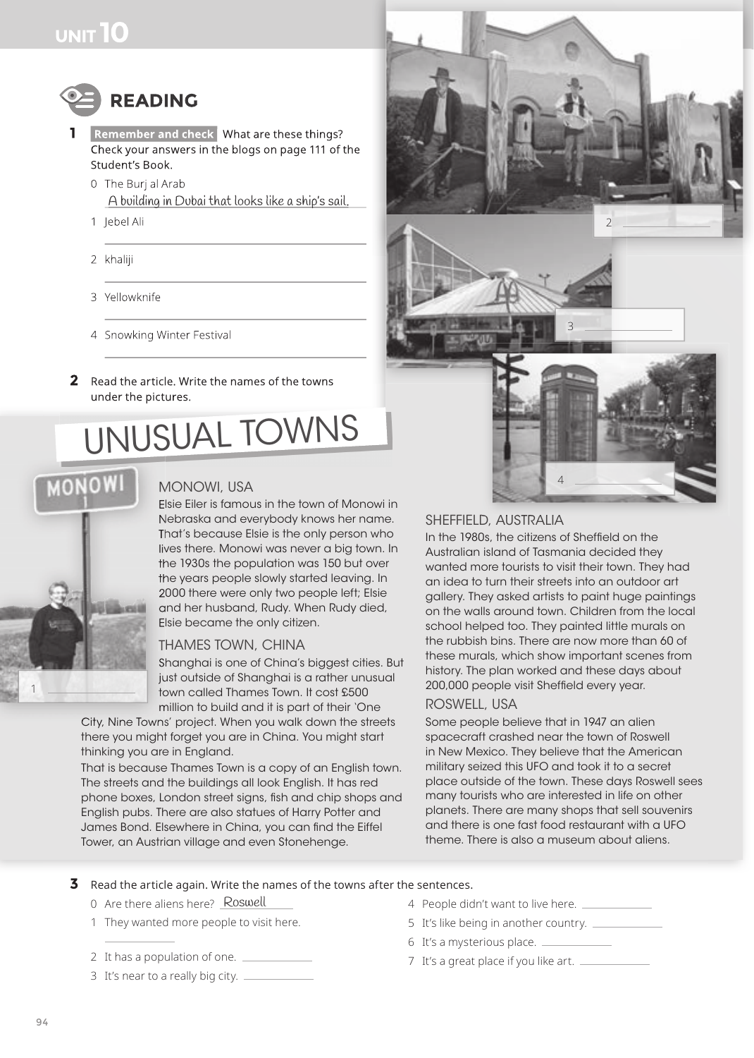# UNIT 10

## READING

**1** **Remember and check** What are these things? Check your answers in the blogs on page 111 of the Student's Book.

0 The Burj al Arab
A building in Dubai that looks like a ship's sail.

1 Jebel Ali
______________________

2 khaliji
______________________

3 Yellowknife
______________________

4 Snowking Winter Festival
______________________

**2** Read the article. Write the names of the towns under the pictures.

1 ______________

2 ______________

3 ______________

4 ______________

# UNUSUAL TOWNS

MONOWI

### MONOWI, USA

Elsie Eiler is famous in the town of Monowi in Nebraska and everybody knows her name. That's because Elsie is the only person who lives there. Monowi was never a big town. In the 1930s the population was 150 but over the years people slowly started leaving. In 2000 there were only two people left; Elsie and her husband, Rudy. When Rudy died, Elsie became the only citizen.

### THAMES TOWN, CHINA

Shanghai is one of China's biggest cities. But just outside of Shanghai is a rather unusual town called Thames Town. It cost £500 million to build and it is part of their 'One City, Nine Towns' project. When you walk down the streets there you might forget you are in China. You might start thinking you are in England.

That is because Thames Town is a copy of an English town. The streets and the buildings all look English. It has red phone boxes, London street signs, fish and chip shops and English pubs. There are also statues of Harry Potter and James Bond. Elsewhere in China, you can find the Eiffel Tower, an Austrian village and even Stonehenge.

### SHEFFIELD, AUSTRALIA

In the 1980s, the citizens of Sheffield on the Australian island of Tasmania decided they wanted more tourists to visit their town. They had an idea to turn their streets into an outdoor art gallery. They asked artists to paint huge paintings on the walls around town. Children from the local school helped too. They painted little murals on the rubbish bins. There are now more than 60 of these murals, which show important scenes from history. The plan worked and these days about 200,000 people visit Sheffield every year.

### ROSWELL, USA

Some people believe that in 1947 an alien spacecraft crashed near the town of Roswell in New Mexico. They believe that the American military seized this UFO and took it to a secret place outside of the town. These days Roswell sees many tourists who are interested in life on other planets. There are many shops that sell souvenirs and there is one fast food restaurant with a UFO theme. There is also a museum about aliens.

**3** Read the article again. Write the names of the towns after the sentences.

0 Are there aliens here? Roswell

1 They wanted more people to visit here. ______________

2 It has a population of one. ______________

3 It's near to a really big city. ______________

4 People didn't want to live here. ______________

5 It's like being in another country. ______________

6 It's a mysterious place. ______________

7 It's a great place if you like art. ______________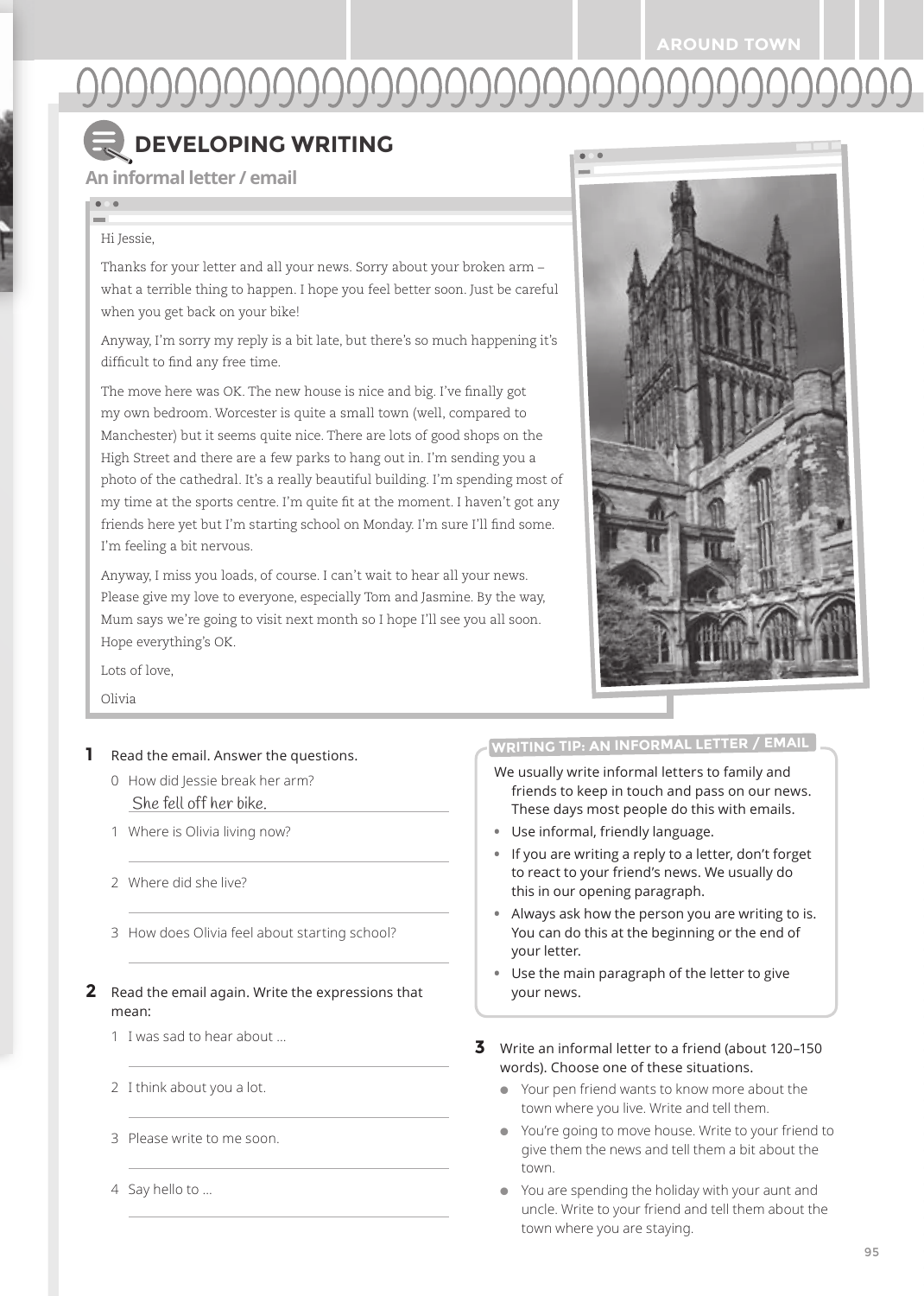# DEVELOPING WRITING

## An informal letter / email

Hi Jessie,

Thanks for your letter and all your news. Sorry about your broken arm – what a terrible thing to happen. I hope you feel better soon. Just be careful when you get back on your bike!

Anyway, I'm sorry my reply is a bit late, but there's so much happening it's difficult to find any free time.

The move here was OK. The new house is nice and big. I've finally got my own bedroom. Worcester is quite a small town (well, compared to Manchester) but it seems quite nice. There are lots of good shops on the High Street and there are a few parks to hang out in. I'm sending you a photo of the cathedral. It's a really beautiful building. I'm spending most of my time at the sports centre. I'm quite fit at the moment. I haven't got any friends here yet but I'm starting school on Monday. I'm sure I'll find some. I'm feeling a bit nervous.

Anyway, I miss you loads, of course. I can't wait to hear all your news. Please give my love to everyone, especially Tom and Jasmine. By the way, Mum says we're going to visit next month so I hope I'll see you all soon. Hope everything's OK.

Lots of love,

Olivia

**1** Read the email. Answer the questions.

0 How did Jessie break her arm?
*She fell off her bike.*

1 Where is Olivia living now?

_______________

2 Where did she live?

_______________

3 How does Olivia feel about starting school?

_______________

**2** Read the email again. Write the expressions that mean:

1 I was sad to hear about …

_______________

2 I think about you a lot.

_______________

3 Please write to me soon.

_______________

4 Say hello to …

_______________

### WRITING TIP: AN INFORMAL LETTER / EMAIL

We usually write informal letters to family and friends to keep in touch and pass on our news. These days most people do this with emails.

- Use informal, friendly language.
- If you are writing a reply to a letter, don't forget to react to your friend's news. We usually do this in our opening paragraph.
- Always ask how the person you are writing to is. You can do this at the beginning or the end of your letter.
- Use the main paragraph of the letter to give your news.

**3** Write an informal letter to a friend (about 120–150 words). Choose one of these situations.

- Your pen friend wants to know more about the town where you live. Write and tell them.
- You're going to move house. Write to your friend to give them the news and tell them a bit about the town.
- You are spending the holiday with your aunt and uncle. Write to your friend and tell them about the town where you are staying.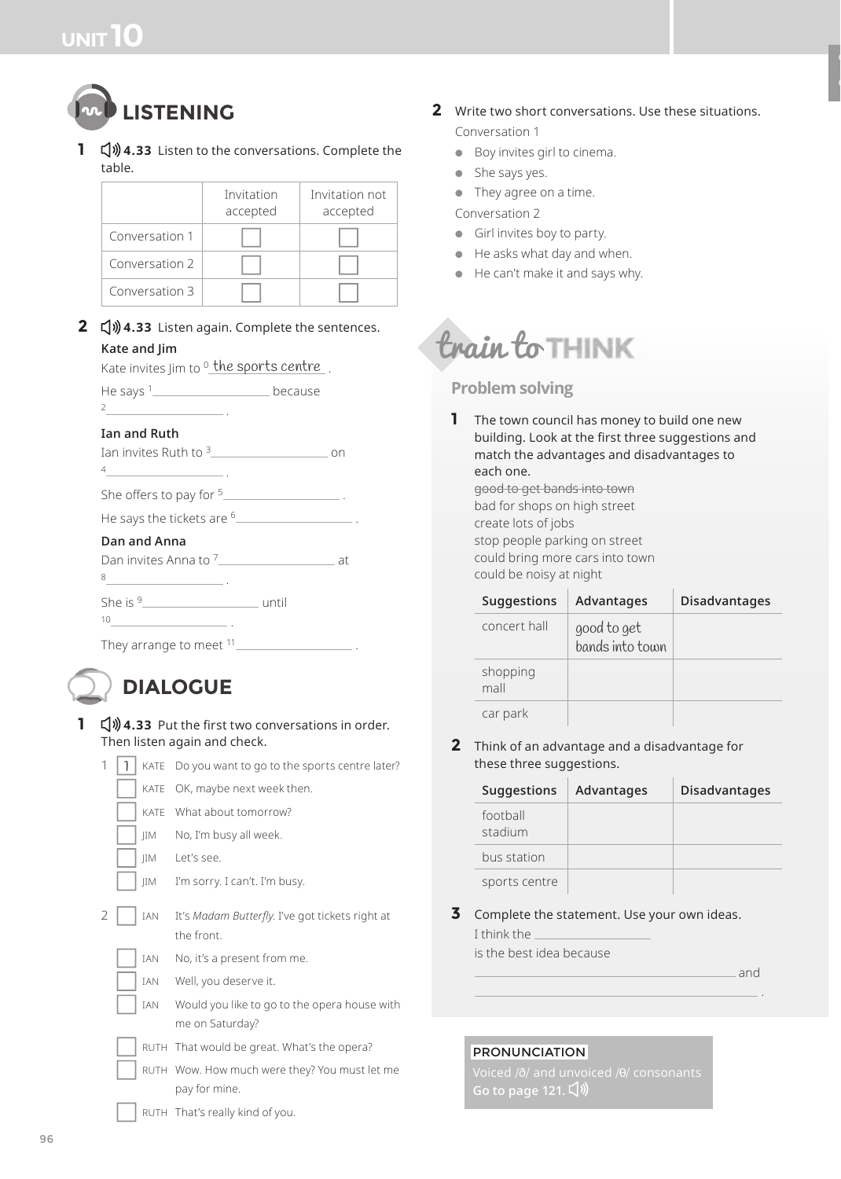# UNIT 10

## LISTENING

**1** 4.33 Listen to the conversations. Complete the table.

| | Invitation accepted | Invitation not accepted |
|---|---|---|
| Conversation 1 | ☐ | ☐ |
| Conversation 2 | ☐ | ☐ |
| Conversation 3 | ☐ | ☐ |

**2** 4.33 Listen again. Complete the sentences.

**Kate and Jim**

Kate invites Jim to [0] *the sports centre* .

He says [1] ________ because [2] ________ .

**Ian and Ruth**

Ian invites Ruth to [3] ________ on [4] ________ .

She offers to pay for [5] ________ .

He says the tickets are [6] ________ .

**Dan and Anna**

Dan invites Anna to [7] ________ at [8] ________ .

She is [9] ________ until [10] ________ .

They arrange to meet [11] ________ .

## DIALOGUE

**1** 4.33 Put the first two conversations in order. Then listen again and check.

1
- [1] KATE Do you want to go to the sports centre later?
- [ ] KATE OK, maybe next week then.
- [ ] KATE What about tomorrow?
- [ ] JIM No, I'm busy all week.
- [ ] JIM Let's see.
- [ ] JIM I'm sorry. I can't. I'm busy.

2
- [ ] IAN It's *Madam Butterfly*. I've got tickets right at the front.
- [ ] IAN No, it's a present from me.
- [ ] IAN Well, you deserve it.
- [ ] IAN Would you like to go to the opera house with me on Saturday?
- [ ] RUTH That would be great. What's the opera?
- [ ] RUTH Wow. How much were they? You must let me pay for mine.
- [ ] RUTH That's really kind of you.

**2** Write two short conversations. Use these situations.

Conversation 1
- Boy invites girl to cinema.
- She says yes.
- They agree on a time.

Conversation 2
- Girl invites boy to party.
- He asks what day and when.
- He can't make it and says why.

## train to THINK

### Problem solving

**1** The town council has money to build one new building. Look at the first three suggestions and match the advantages and disadvantages to each one.

~~good to get bands into town~~
bad for shops on high street
create lots of jobs
stop people parking on street
could bring more cars into town
could be noisy at night

| Suggestions | Advantages | Disadvantages |
|---|---|---|
| concert hall | *good to get bands into town* | |
| shopping mall | | |
| car park | | |

**2** Think of an advantage and a disadvantage for these three suggestions.

| Suggestions | Advantages | Disadvantages |
|---|---|---|
| football stadium | | |
| bus station | | |
| sports centre | | |

**3** Complete the statement. Use your own ideas.

I think the ________
is the best idea because
________ and
________ .

**PRONUNCIATION**
Voiced /ð/ and unvoiced /θ/ consonants
**Go to page 121.**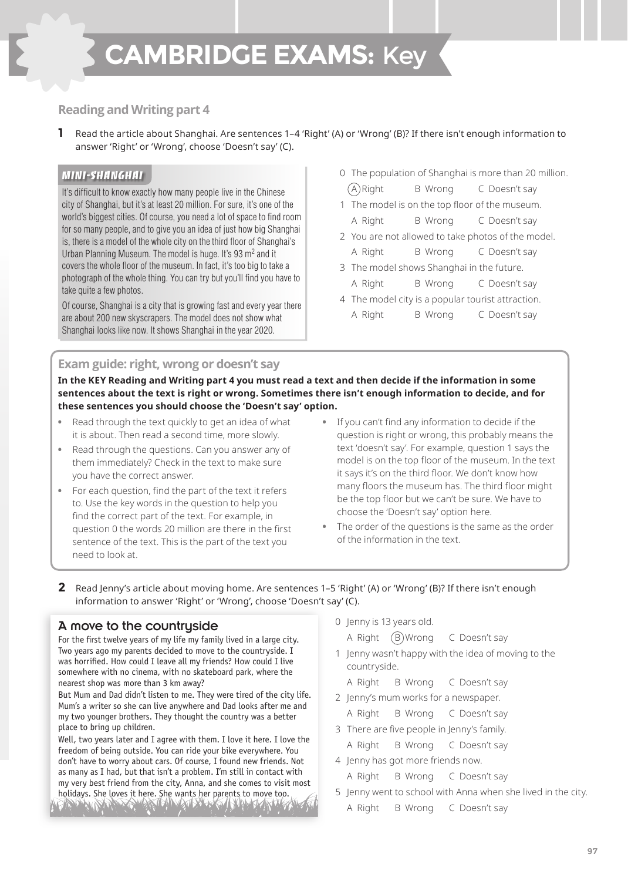# CAMBRIDGE EXAMS: Key

## Reading and Writing part 4

**1** Read the article about Shanghai. Are sentences 1–4 'Right' (A) or 'Wrong' (B)? If there isn't enough information to answer 'Right' or 'Wrong', choose 'Doesn't say' (C).

### MINI-SHANGHAI

It's difficult to know exactly how many people live in the Chinese city of Shanghai, but it's at least 20 million. For sure, it's one of the world's biggest cities. Of course, you need a lot of space to find room for so many people, and to give you an idea of just how big Shanghai is, there is a model of the whole city on the third floor of Shanghai's Urban Planning Museum. The model is huge. It's 93 $m^2$ and it covers the whole floor of the museum. In fact, it's too big to take a photograph of the whole thing. You can try but you'll find you have to take quite a few photos.

Of course, Shanghai is a city that is growing fast and every year there are about 200 new skyscrapers. The model does not show what Shanghai looks like now. It shows Shanghai in the year 2020.

0 The population of Shanghai is more than 20 million.
 (A) Right  B Wrong  C Doesn't say

1 The model is on the top floor of the museum.
 A Right  B Wrong  C Doesn't say

2 You are not allowed to take photos of the model.
 A Right  B Wrong  C Doesn't say

3 The model shows Shanghai in the future.
 A Right  B Wrong  C Doesn't say

4 The model city is a popular tourist attraction.
 A Right  B Wrong  C Doesn't say

### Exam guide: right, wrong or doesn't say

**In the KEY Reading and Writing part 4 you must read a text and then decide if the information in some sentences about the text is right or wrong. Sometimes there isn't enough information to decide, and for these sentences you should choose the 'Doesn't say' option.**

- Read through the text quickly to get an idea of what it is about. Then read a second time, more slowly.
- Read through the questions. Can you answer any of them immediately? Check in the text to make sure you have the correct answer.
- For each question, find the part of the text it refers to. Use the key words in the question to help you find the correct part of the text. For example, in question 0 the words 20 million are there in the first sentence of the text. This is the part of the text you need to look at.
- If you can't find any information to decide if the question is right or wrong, this probably means the text 'doesn't say'. For example, question 1 says the model is on the top floor of the museum. In the text it says it's on the third floor. We don't know how many floors the museum has. The third floor might be the top floor but we can't be sure. We have to choose the 'Doesn't say' option here.
- The order of the questions is the same as the order of the information in the text.

**2** Read Jenny's article about moving home. Are sentences 1–5 'Right' (A) or 'Wrong' (B)? If there isn't enough information to answer 'Right' or 'Wrong', choose 'Doesn't say' (C).

### A move to the countryside

For the first twelve years of my life my family lived in a large city. Two years ago my parents decided to move to the countryside. I was horrified. How could I leave all my friends? How could I live somewhere with no cinema, with no skateboard park, where the nearest shop was more than 3 km away?

But Mum and Dad didn't listen to me. They were tired of the city life. Mum's a writer so she can live anywhere and Dad looks after me and my two younger brothers. They thought the country was a better place to bring up children.

Well, two years later and I agree with them. I love it here. I love the freedom of being outside. You can ride your bike everywhere. You don't have to worry about cars. Of course, I found new friends. Not as many as I had, but that isn't a problem. I'm still in contact with my very best friend from the city, Anna, and she comes to visit most holidays. She loves it here. She wants her parents to move too.

0 Jenny is 13 years old.
 A Right  (B) Wrong  C Doesn't say

1 Jenny wasn't happy with the idea of moving to the countryside.
 A Right  B Wrong  C Doesn't say

2 Jenny's mum works for a newspaper.
 A Right  B Wrong  C Doesn't say

3 There are five people in Jenny's family.
 A Right  B Wrong  C Doesn't say

4 Jenny has got more friends now.
 A Right  B Wrong  C Doesn't say

5 Jenny went to school with Anna when she lived in the city.
 A Right  B Wrong  C Doesn't say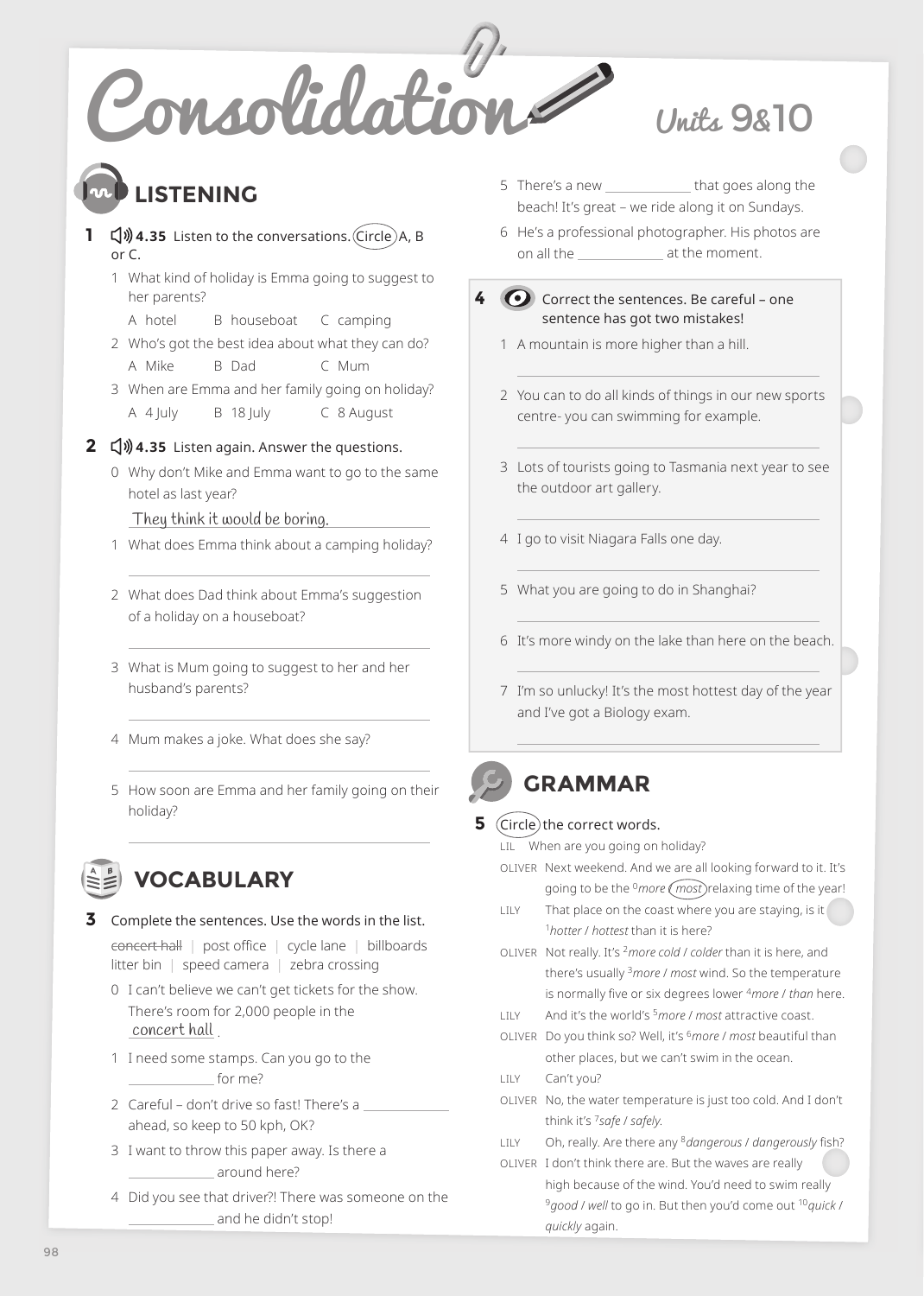# Consolidation

## Units 9&10

## LISTENING

**1** 4.35 Listen to the conversations. Circle A, B or C.

1 What kind of holiday is Emma going to suggest to her parents?
   A hotel  B houseboat  C camping

2 Who's got the best idea about what they can do?
   A Mike  B Dad  C Mum

3 When are Emma and her family going on holiday?
   A 4 July  B 18 July  C 8 August

**2** 4.35 Listen again. Answer the questions.

0 Why don't Mike and Emma want to go to the same hotel as last year?
   *They think it would be boring.*

1 What does Emma think about a camping holiday?
   ______________________

2 What does Dad think about Emma's suggestion of a holiday on a houseboat?
   ______________________

3 What is Mum going to suggest to her and her husband's parents?
   ______________________

4 Mum makes a joke. What does she say?
   ______________________

5 How soon are Emma and her family going on their holiday?
   ______________________

## VOCABULARY

**3** Complete the sentences. Use the words in the list.

~~concert hall~~ | post office | cycle lane | billboards
litter bin | speed camera | zebra crossing

0 I can't believe we can't get tickets for the show. There's room for 2,000 people in the *concert hall*.

1 I need some stamps. Can you go to the ______________ for me?

2 Careful – don't drive so fast! There's a ______________ ahead, so keep to 50 kph, OK?

3 I want to throw this paper away. Is there a ______________ around here?

4 Did you see that driver?! There was someone on the ______________ and he didn't stop!

5 There's a new ______________ that goes along the beach! It's great – we ride along it on Sundays.

6 He's a professional photographer. His photos are on all the ______________ at the moment.

**4** Correct the sentences. Be careful – one sentence has got two mistakes!

1 A mountain is more higher than a hill.
   ______________________

2 You can to do all kinds of things in our new sports centre- you can swimming for example.
   ______________________

3 Lots of tourists going to Tasmania next year to see the outdoor art gallery.
   ______________________

4 I go to visit Niagara Falls one day.
   ______________________

5 What you are going to do in Shanghai?
   ______________________

6 It's more windy on the lake than here on the beach.
   ______________________

7 I'm so unlucky! It's the most hottest day of the year and I've got a Biology exam.
   ______________________

## GRAMMAR

**5** Circle the correct words.

LIL  When are you going on holiday?

OLIVER  Next weekend. And we are all looking forward to it. It's going to be the [0]*more* / *most* (circled) relaxing time of the year!

LILY  That place on the coast where you are staying, is it [1]*hotter* / *hottest* than it is here?

OLIVER  Not really. It's [2]*more cold* / *colder* than it is here, and there's usually [3]*more* / *most* wind. So the temperature is normally five or six degrees lower [4]*more* / *than* here.

LILY  And it's the world's [5]*more* / *most* attractive coast.

OLIVER  Do you think so? Well, it's [6]*more* / *most* beautiful than other places, but we can't swim in the ocean.

LILY  Can't you?

OLIVER  No, the water temperature is just too cold. And I don't think it's [7]*safe* / *safely*.

LILY  Oh, really. Are there any [8]*dangerous* / *dangerously* fish?

OLIVER  I don't think there are. But the waves are really high because of the wind. You'd need to swim really [9]*good* / *well* to go in. But then you'd come out [10]*quick* / *quickly* again.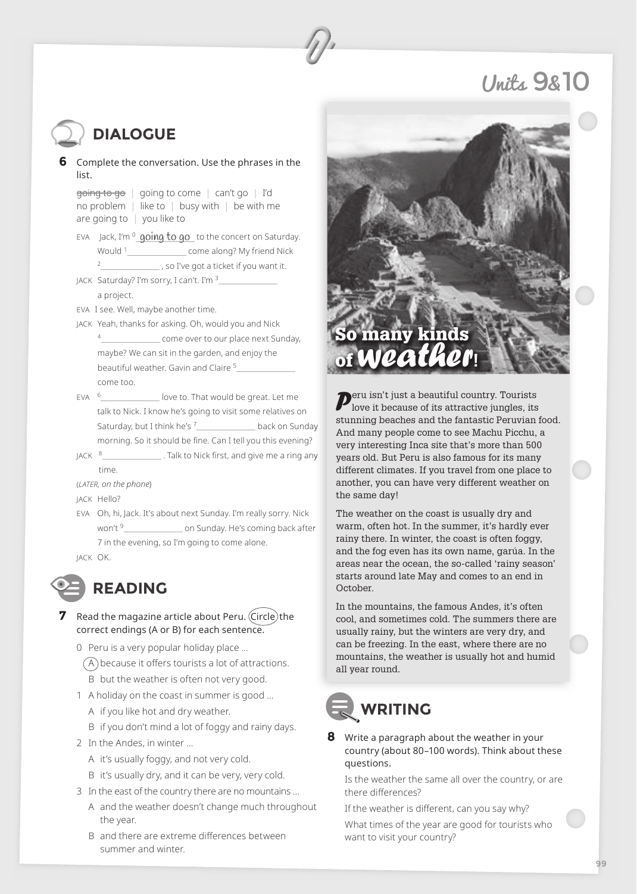# Units 9&10

## DIALOGUE

**6** Complete the conversation. Use the phrases in the list.

~~going to go~~ | going to come | can't go | I'd
no problem | like to | busy with | be with me
are going to | you like to

EVA Jack, I'm 0 going to go to the concert on Saturday. Would 1 __________ come along? My friend Nick 2 __________, so I've got a ticket if you want it.

JACK Saturday? I'm sorry, I can't. I'm 3 __________ a project.

EVA I see. Well, maybe another time.

JACK Yeah, thanks for asking. Oh, would you and Nick 4 __________ come over to our place next Sunday, maybe? We can sit in the garden, and enjoy the beautiful weather. Gavin and Claire 5 __________ come too.

EVA 6 __________ love to. That would be great. Let me talk to Nick. I know he's going to visit some relatives on Saturday, but I think he's 7 __________ back on Sunday morning. So it should be fine. Can I tell you this evening?

JACK 8 __________. Talk to Nick first, and give me a ring any time.

(*LATER, on the phone*)

JACK Hello?

EVA Oh, hi, Jack. It's about next Sunday. I'm really sorry. Nick won't 9 __________ on Sunday. He's coming back after 7 in the evening, so I'm going to come alone.

JACK OK.

## READING

**7** Read the magazine article about Peru. Circle the correct endings (A or B) for each sentence.

0 Peru is a very popular holiday place …
   (A) because it offers tourists a lot of attractions.
   B but the weather is often not very good.

1 A holiday on the coast in summer is good …
   A if you like hot and dry weather.
   B if you don't mind a lot of foggy and rainy days.

2 In the Andes, in winter …
   A it's usually foggy, and not very cold.
   B it's usually dry, and it can be very, very cold.

3 In the east of the country there are no mountains …
   A and the weather doesn't change much throughout the year.
   B and there are extreme differences between summer and winter.

### So many kinds of weather!

Peru isn't just a beautiful country. Tourists love it because of its attractive jungles, its stunning beaches and the fantastic Peruvian food. And many people come to see Machu Picchu, a very interesting Inca site that's more than 500 years old. But Peru is also famous for its many different climates. If you travel from one place to another, you can have very different weather on the same day!

The weather on the coast is usually dry and warm, often hot. In the summer, it's hardly ever rainy there. In winter, the coast is often foggy, and the fog even has its own name, garúa. In the areas near the ocean, the so-called 'rainy season' starts around late May and comes to an end in October.

In the mountains, the famous Andes, it's often cool, and sometimes cold. The summers there are usually rainy, but the winters are very dry, and can be freezing. In the east, where there are no mountains, the weather is usually hot and humid all year round.

## WRITING

**8** Write a paragraph about the weather in your country (about 80–100 words). Think about these questions.

Is the weather the same all over the country, or are there differences?

If the weather is different, can you say why?

What times of the year are good for tourists who want to visit your country?